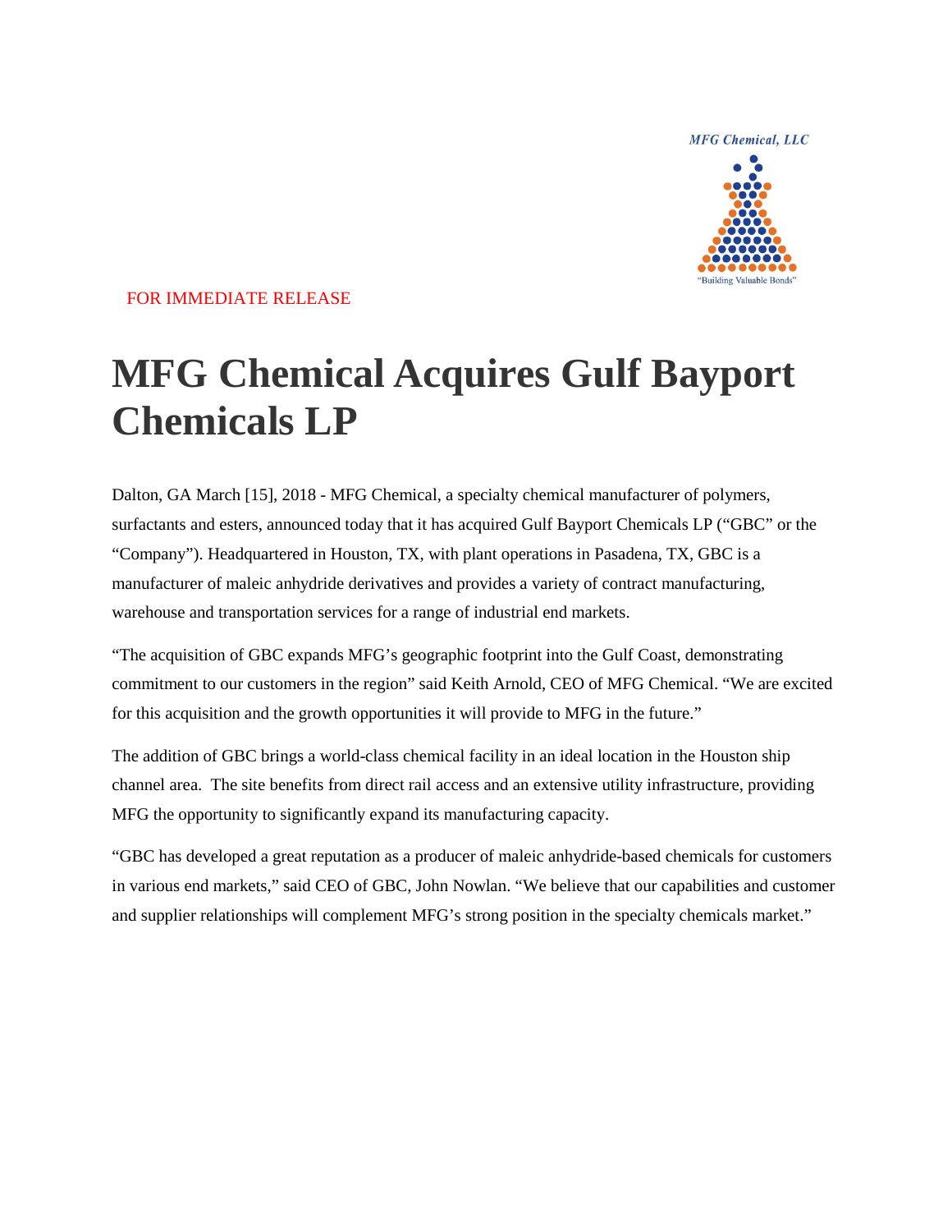MFG Chemical, LLC

"Building Valuable Bonds"

FOR IMMEDIATE RELEASE

# MFG Chemical Acquires Gulf Bayport Chemicals LP

Dalton, GA March [15], 2018 - MFG Chemical, a specialty chemical manufacturer of polymers, surfactants and esters, announced today that it has acquired Gulf Bayport Chemicals LP ("GBC" or the "Company"). Headquartered in Houston, TX, with plant operations in Pasadena, TX, GBC is a manufacturer of maleic anhydride derivatives and provides a variety of contract manufacturing, warehouse and transportation services for a range of industrial end markets.

"The acquisition of GBC expands MFG's geographic footprint into the Gulf Coast, demonstrating commitment to our customers in the region" said Keith Arnold, CEO of MFG Chemical. "We are excited for this acquisition and the growth opportunities it will provide to MFG in the future."

The addition of GBC brings a world-class chemical facility in an ideal location in the Houston ship channel area. The site benefits from direct rail access and an extensive utility infrastructure, providing MFG the opportunity to significantly expand its manufacturing capacity.

"GBC has developed a great reputation as a producer of maleic anhydride-based chemicals for customers in various end markets," said CEO of GBC, John Nowlan. "We believe that our capabilities and customer and supplier relationships will complement MFG's strong position in the specialty chemicals market."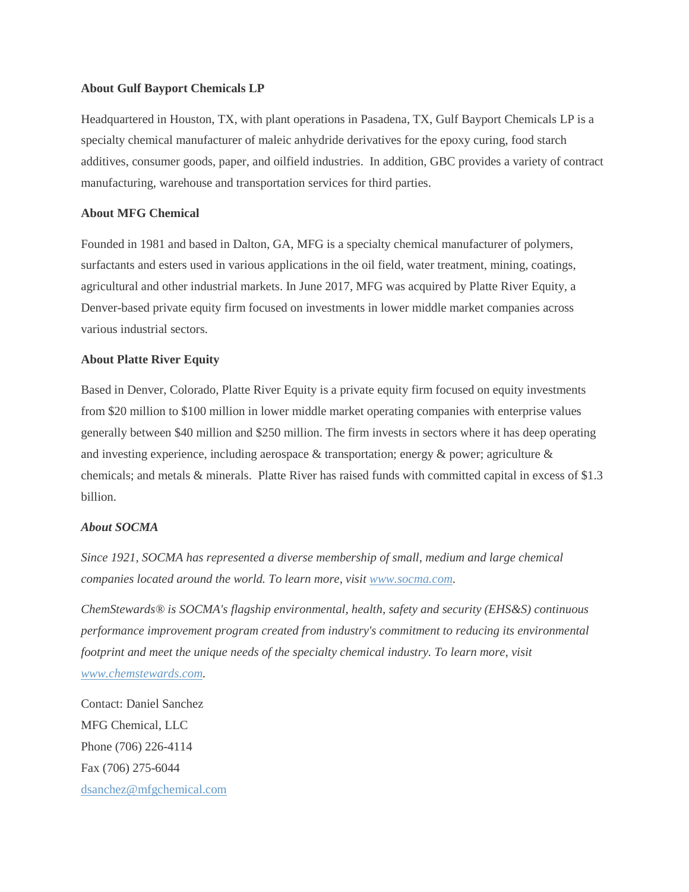**About Gulf Bayport Chemicals LP**

Headquartered in Houston, TX, with plant operations in Pasadena, TX, Gulf Bayport Chemicals LP is a specialty chemical manufacturer of maleic anhydride derivatives for the epoxy curing, food starch additives, consumer goods, paper, and oilfield industries. In addition, GBC provides a variety of contract manufacturing, warehouse and transportation services for third parties.

**About MFG Chemical**

Founded in 1981 and based in Dalton, GA, MFG is a specialty chemical manufacturer of polymers, surfactants and esters used in various applications in the oil field, water treatment, mining, coatings, agricultural and other industrial markets. In June 2017, MFG was acquired by Platte River Equity, a Denver-based private equity firm focused on investments in lower middle market companies across various industrial sectors.

**About Platte River Equity**

Based in Denver, Colorado, Platte River Equity is a private equity firm focused on equity investments from $20 million to $100 million in lower middle market operating companies with enterprise values generally between $40 million and $250 million. The firm invests in sectors where it has deep operating and investing experience, including aerospace & transportation; energy & power; agriculture & chemicals; and metals & minerals. Platte River has raised funds with committed capital in excess of $1.3 billion.

***About SOCMA***

*Since 1921, SOCMA has represented a diverse membership of small, medium and large chemical companies located around the world. To learn more, visit [www.socma.com](http://www.socma.com).*

*ChemStewards® is SOCMA's flagship environmental, health, safety and security (EHS&S) continuous performance improvement program created from industry's commitment to reducing its environmental footprint and meet the unique needs of the specialty chemical industry. To learn more, visit [www.chemstewards.com](http://www.chemstewards.com).*

Contact: Daniel Sanchez
MFG Chemical, LLC
Phone (706) 226-4114
Fax (706) 275-6044
[dsanchez@mfgchemical.com](mailto:dsanchez@mfgchemical.com)